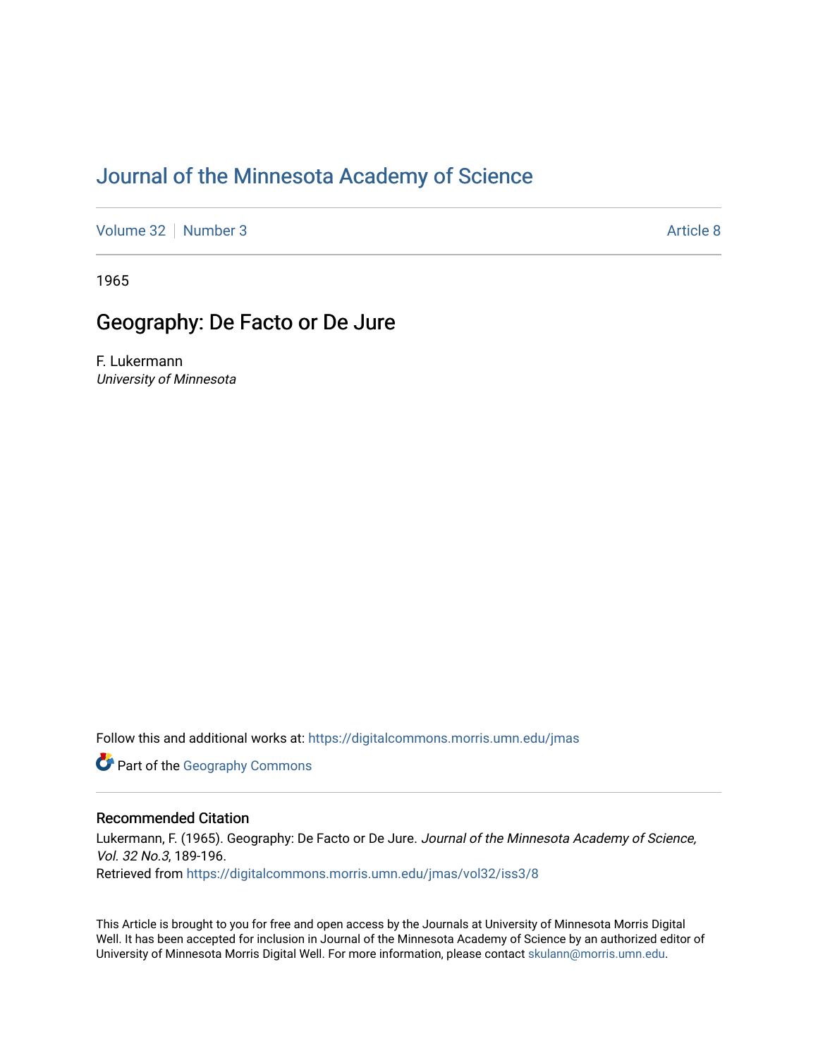# Journal of the Minnesota Academy of Science

Volume 32 | Number 3 | Article 8

1965

## Geography: De Facto or De Jure

F. Lukermann
*University of Minnesota*

Follow this and additional works at: https://digitalcommons.morris.umn.edu/jmas

Part of the Geography Commons

### Recommended Citation

Lukermann, F. (1965). Geography: De Facto or De Jure. *Journal of the Minnesota Academy of Science, Vol. 32 No.3*, 189-196.
Retrieved from https://digitalcommons.morris.umn.edu/jmas/vol32/iss3/8

This Article is brought to you for free and open access by the Journals at University of Minnesota Morris Digital Well. It has been accepted for inclusion in Journal of the Minnesota Academy of Science by an authorized editor of University of Minnesota Morris Digital Well. For more information, please contact skulann@morris.umn.edu.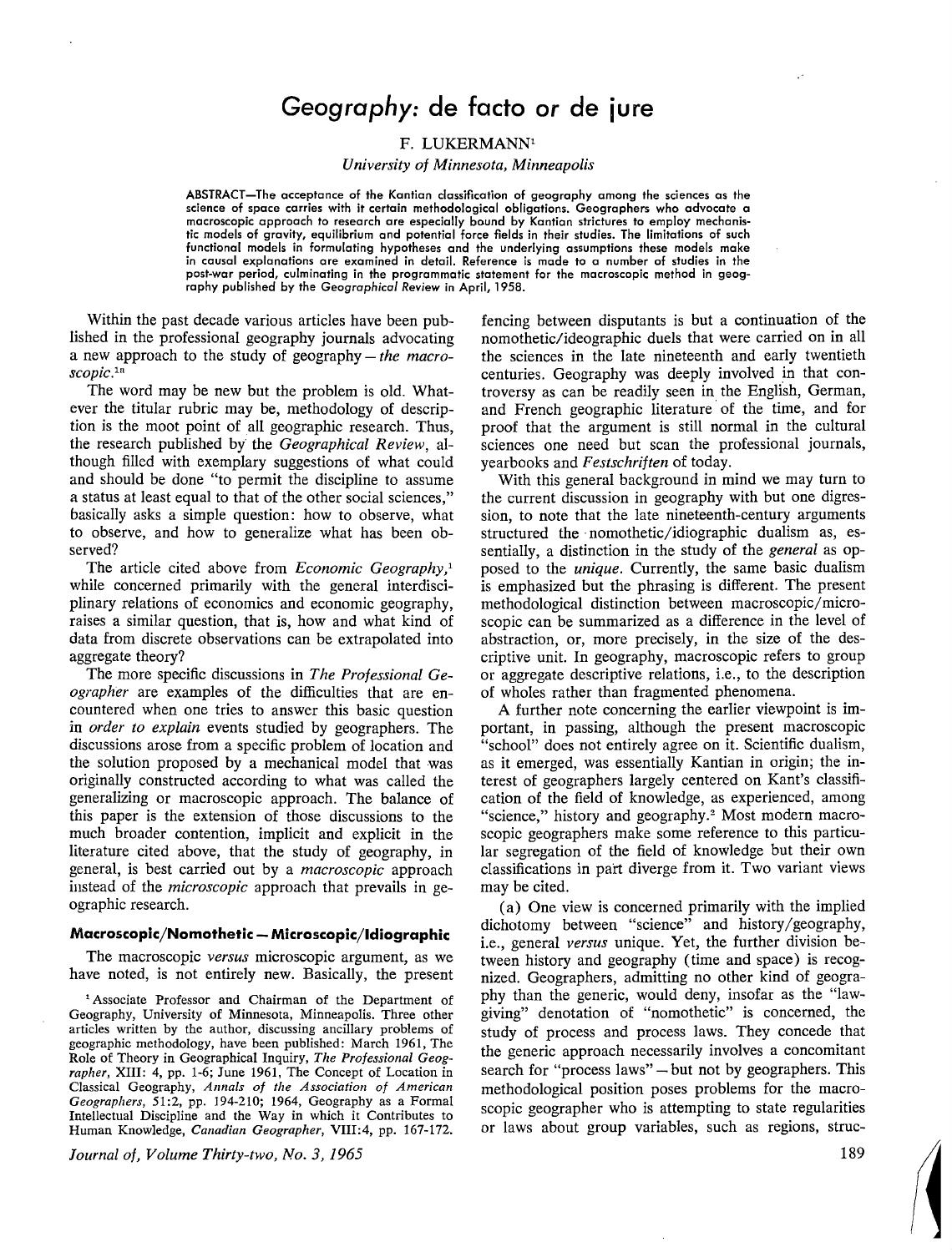# Geography: de facto or de jure

F. LUKERMANN[1]

*University of Minnesota, Minneapolis*

ABSTRACT—The acceptance of the Kantian classification of geography among the sciences as the science of space carries with it certain methodological obligations. Geographers who advocate a macroscopic approach to research are especially bound by Kantian strictures to employ mechanistic models of gravity, equilibrium and potential force fields in their studies. The limitations of such functional models in formulating hypotheses and the underlying assumptions these models make in causal explanations are examined in detail. Reference is made to a number of studies in the post-war period, culminating in the programmatic statement for the macroscopic method in geography published by the *Geographical Review* in April, 1958.

Within the past decade various articles have been published in the professional geography journals advocating a new approach to the study of geography—*the macroscopic*.[1a]

The word may be new but the problem is old. Whatever the titular rubric may be, methodology of description is the moot point of all geographic research. Thus, the research published by the *Geographical Review*, although filled with exemplary suggestions of what could and should be done "to permit the discipline to assume a status at least equal to that of the other social sciences," basically asks a simple question: how to observe, what to observe, and how to generalize what has been observed?

The article cited above from *Economic Geography*,[1] while concerned primarily with the general interdisciplinary relations of economics and economic geography, raises a similar question, that is, how and what kind of data from discrete observations can be extrapolated into aggregate theory?

The more specific discussions in *The Professional Geographer* are examples of the difficulties that are encountered when one tries to answer this basic question *in order to explain* events studied by geographers. The discussions arose from a specific problem of location and the solution proposed by a mechanical model that was originally constructed according to what was called the generalizing or macroscopic approach. The balance of this paper is the extension of those discussions to the much broader contention, implicit and explicit in the literature cited above, that the study of geography, in general, is best carried out by a *macroscopic* approach instead of the *microscopic* approach that prevails in geographic research.

### Macroscopic/Nomothetic — Microscopic/Idiographic

The macroscopic *versus* microscopic argument, as we have noted, is not entirely new. Basically, the present fencing between disputants is but a continuation of the nomothetic/ideographic duels that were carried on in all the sciences in the late nineteenth and early twentieth centuries. Geography was deeply involved in that controversy as can be readily seen in the English, German, and French geographic literature of the time, and for proof that the argument is still normal in the cultural sciences one need but scan the professional journals, yearbooks and *Festschriften* of today.

With this general background in mind we may turn to the current discussion in geography with but one digression, to note that the late nineteenth-century arguments structured the nomothetic/idiographic dualism as, essentially, a distinction in the study of the *general* as opposed to the *unique*. Currently, the same basic dualism is emphasized but the phrasing is different. The present methodological distinction between macroscopic/microscopic can be summarized as a difference in the level of abstraction, or, more precisely, in the size of the descriptive unit. In geography, macroscopic refers to group or aggregate descriptive relations, i.e., to the description of wholes rather than fragmented phenomena.

A further note concerning the earlier viewpoint is important, in passing, although the present macroscopic "school" does not entirely agree on it. Scientific dualism, as it emerged, was essentially Kantian in origin; the interest of geographers largely centered on Kant's classification of the field of knowledge, as experienced, among "science," history and geography.[2] Most modern macroscopic geographers make some reference to this particular segregation of the field of knowledge but their own classifications in part diverge from it. Two variant views may be cited.

(a) One view is concerned primarily with the implied dichotomy between "science" and history/geography, i.e., general *versus* unique. Yet, the further division between history and geography (time and space) is recognized. Geographers, admitting no other kind of geography than the generic, would deny, insofar as the "law-giving" denotation of "nomothetic" is concerned, the study of process and process laws. They concede that the generic approach necessarily involves a concomitant search for "process laws"—but not by geographers. This methodological position poses problems for the macroscopic geographer who is attempting to state regularities or laws about group variables, such as regions, struc-

---

[1] Associate Professor and Chairman of the Department of Geography, University of Minnesota, Minneapolis. Three other articles written by the author, discussing ancillary problems of geographic methodology, have been published: March 1961, The Role of Theory in Geographical Inquiry, *The Professional Geographer*, XIII: 4, pp. 1-6; June 1961, The Concept of Location in Classical Geography, *Annals of the Association of American Geographers*, 51:2, pp. 194-210; 1964, Geography as a Formal Intellectual Discipline and the Way in which it Contributes to Human Knowledge, *Canadian Geographer*, VIII:4, pp. 167-172.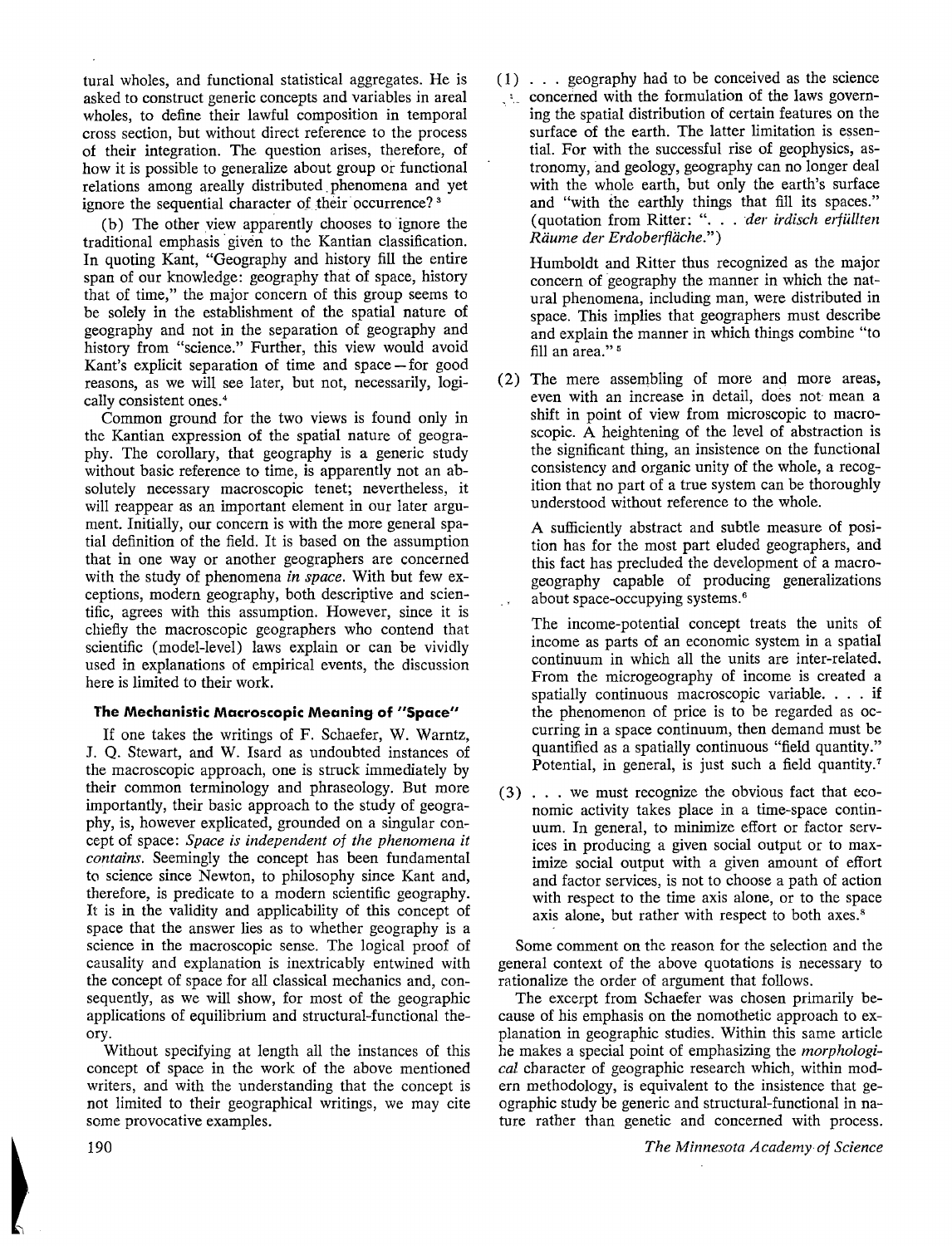tural wholes, and functional statistical aggregates. He is asked to construct generic concepts and variables in areal wholes, to define their lawful composition in temporal cross section, but without direct reference to the process of their integration. The question arises, therefore, of how it is possible to generalize about group or functional relations among areally distributed phenomena and yet ignore the sequential character of their occurrence?[3]

(b) The other view apparently chooses to ignore the traditional emphasis given to the Kantian classification. In quoting Kant, "Geography and history fill the entire span of our knowledge: geography that of space, history that of time," the major concern of this group seems to be solely in the establishment of the spatial nature of geography and not in the separation of geography and history from "science." Further, this view would avoid Kant's explicit separation of time and space—for good reasons, as we will see later, but not, necessarily, logically consistent ones.[4]

Common ground for the two views is found only in the Kantian expression of the spatial nature of geography. The corollary, that geography is a generic study without basic reference to time, is apparently not an absolutely necessary macroscopic tenet; nevertheless, it will reappear as an important element in our later argument. Initially, our concern is with the more general spatial definition of the field. It is based on the assumption that in one way or another geographers are concerned with the study of phenomena *in space*. With but few exceptions, modern geography, both descriptive and scientific, agrees with this assumption. However, since it is chiefly the macroscopic geographers who contend that scientific (model-level) laws explain or can be vividly used in explanations of empirical events, the discussion here is limited to their work.

### The Mechanistic Macroscopic Meaning of "Space"

If one takes the writings of F. Schaefer, W. Warntz, J. Q. Stewart, and W. Isard as undoubted instances of the macroscopic approach, one is struck immediately by their common terminology and phraseology. But more importantly, their basic approach to the study of geography, is, however explicated, grounded on a singular concept of space: *Space is independent of the phenomena it contains.* Seemingly the concept has been fundamental to science since Newton, to philosophy since Kant and, therefore, is predicate to a modern scientific geography. It is in the validity and applicability of this concept of space that the answer lies as to whether geography is a science in the macroscopic sense. The logical proof of causality and explanation is inextricably entwined with the concept of space for all classical mechanics and, consequently, as we will show, for most of the geographic applications of equilibrium and structural-functional theory.

Without specifying at length all the instances of this concept of space in the work of the above mentioned writers, and with the understanding that the concept is not limited to their geographical writings, we may cite some provocative examples.

(1) . . . geography had to be conceived as the science concerned with the formulation of the laws governing the spatial distribution of certain features on the surface of the earth. The latter limitation is essential. For with the successful rise of geophysics, astronomy, and geology, geography can no longer deal with the whole earth, but only the earth's surface and "with the earthly things that fill its spaces." (quotation from Ritter: ". . . *der irdisch erfüllten Räume der Erdoberfläche*.")

Humboldt and Ritter thus recognized as the major concern of geography the manner in which the natural phenomena, including man, were distributed in space. This implies that geographers must describe and explain the manner in which things combine "to fill an area."[5]

(2) The mere assembling of more and more areas, even with an increase in detail, does not mean a shift in point of view from microscopic to macroscopic. A heightening of the level of abstraction is the significant thing, an insistence on the functional consistency and organic unity of the whole, a recognition that no part of a true system can be thoroughly understood without reference to the whole.

A sufficiently abstract and subtle measure of position has for the most part eluded geographers, and this fact has precluded the development of a macrogeography capable of producing generalizations about space-occupying systems.[6]

The income-potential concept treats the units of income as parts of an economic system in a spatial continuum in which all the units are inter-related. From the microgeography of income is created a spatially continuous macroscopic variable. . . . if the phenomenon of price is to be regarded as occurring in a space continuum, then demand must be quantified as a spatially continuous "field quantity." Potential, in general, is just such a field quantity.[7]

(3) . . . we must recognize the obvious fact that economic activity takes place in a time-space continuum. In general, to minimize effort or factor services in producing a given social output or to maximize social output with a given amount of effort and factor services, is not to choose a path of action with respect to the time axis alone, or to the space axis alone, but rather with respect to both axes.[8]

Some comment on the reason for the selection and the general context of the above quotations is necessary to rationalize the order of argument that follows.

The excerpt from Schaefer was chosen primarily because of his emphasis on the nomothetic approach to explanation in geographic studies. Within this same article he makes a special point of emphasizing the *morphological* character of geographic research which, within modern methodology, is equivalent to the insistence that geographic study be generic and structural-functional in nature rather than genetic and concerned with process.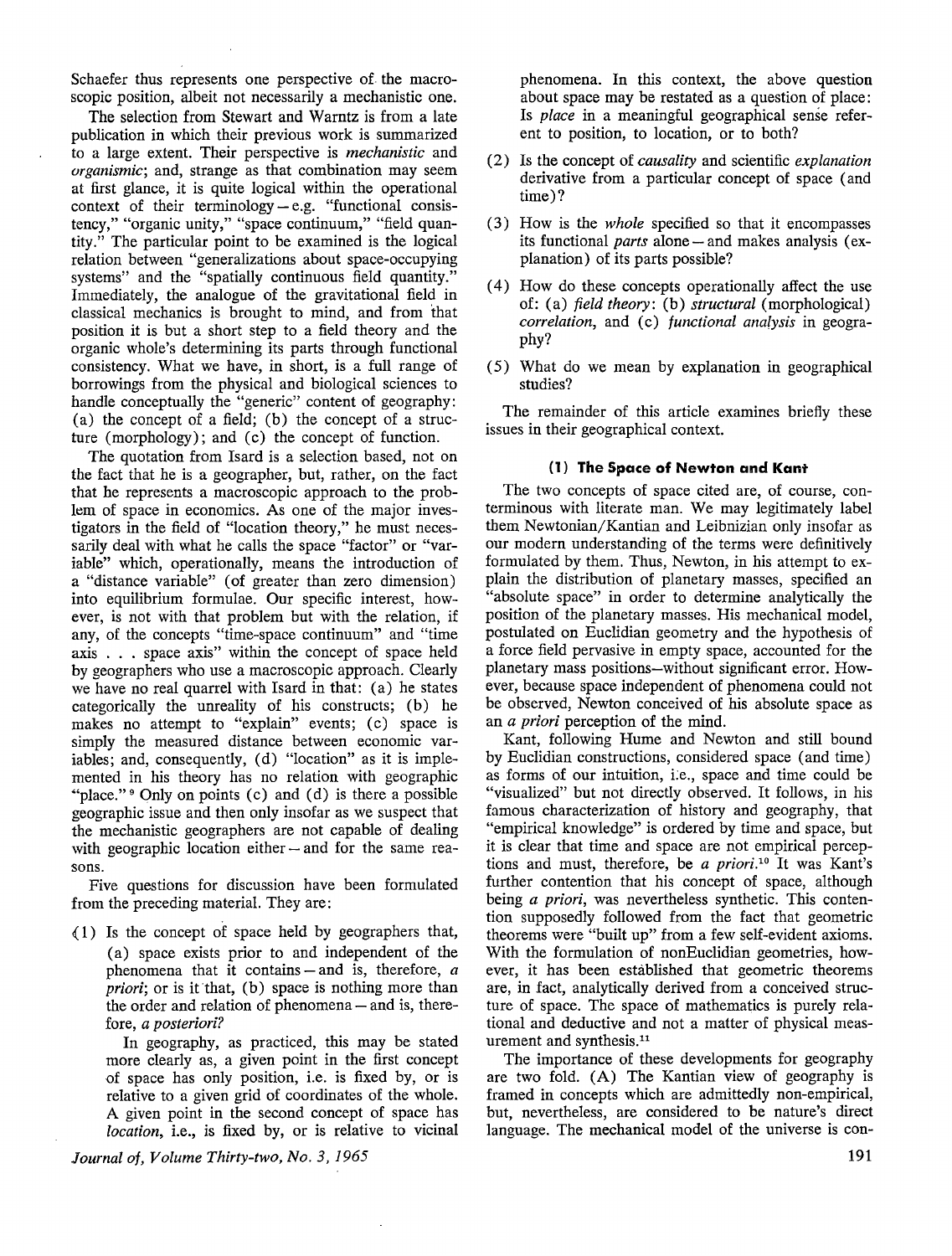Schaefer thus represents one perspective of the macroscopic position, albeit not necessarily a mechanistic one.

The selection from Stewart and Warntz is from a late publication in which their previous work is summarized to a large extent. Their perspective is *mechanistic* and *organismic*; and, strange as that combination may seem at first glance, it is quite logical within the operational context of their terminology – e.g. "functional consistency," "organic unity," "space continuum," "field quantity." The particular point to be examined is the logical relation between "generalizations about space-occupying systems" and the "spatially continuous field quantity." Immediately, the analogue of the gravitational field in classical mechanics is brought to mind, and from that position it is but a short step to a field theory and the organic whole's determining its parts through functional consistency. What we have, in short, is a full range of borrowings from the physical and biological sciences to handle conceptually the "generic" content of geography: (a) the concept of a field; (b) the concept of a structure (morphology); and (c) the concept of function.

The quotation from Isard is a selection based, not on the fact that he is a geographer, but, rather, on the fact that he represents a macroscopic approach to the problem of space in economics. As one of the major investigators in the field of "location theory," he must necessarily deal with what he calls the space "factor" or "variable" which, operationally, means the introduction of a "distance variable" (of greater than zero dimension) into equilibrium formulae. Our specific interest, however, is not with that problem but with the relation, if any, of the concepts "time-space continuum" and "time axis . . . space axis" within the concept of space held by geographers who use a macroscopic approach. Clearly we have no real quarrel with Isard in that: (a) he states categorically the unreality of his constructs; (b) he makes no attempt to "explain" events; (c) space is simply the measured distance between economic variables; and, consequently, (d) "location" as it is implemented in his theory has no relation with geographic "place."[9] Only on points (c) and (d) is there a possible geographic issue and then only insofar as we suspect that the mechanistic geographers are not capable of dealing with geographic location either – and for the same reasons.

Five questions for discussion have been formulated from the preceding material. They are:

(1) Is the concept of space held by geographers that, (a) space exists prior to and independent of the phenomena that it contains – and is, therefore, *a priori*; or is it that, (b) space is nothing more than the order and relation of phenomena – and is, therefore, *a posteriori*?

In geography, as practiced, this may be stated more clearly as, a given point in the first concept of space has only position, i.e. is fixed by, or is relative to a given grid of coordinates of the whole. A given point in the second concept of space has *location*, i.e., is fixed by, or is relative to vicinal phenomena. In this context, the above question about space may be restated as a question of place: Is *place* in a meaningful geographical sense referent to position, to location, or to both?

(2) Is the concept of *causality* and scientific *explanation* derivative from a particular concept of space (and time)?

(3) How is the *whole* specified so that it encompasses its functional *parts* alone – and makes analysis (explanation) of its parts possible?

(4) How do these concepts operationally affect the use of: (a) *field theory*: (b) *structural* (morphological) *correlation*, and (c) *functional analysis* in geography?

(5) What do we mean by explanation in geographical studies?

The remainder of this article examines briefly these issues in their geographical context.

### (1) The Space of Newton and Kant

The two concepts of space cited are, of course, conterminous with literate man. We may legitimately label them Newtonian/Kantian and Leibnizian only insofar as our modern understanding of the terms were definitively formulated by them. Thus, Newton, in his attempt to explain the distribution of planetary masses, specified an "absolute space" in order to determine analytically the position of the planetary masses. His mechanical model, postulated on Euclidian geometry and the hypothesis of a force field pervasive in empty space, accounted for the planetary mass positions–without significant error. However, because space independent of phenomena could not be observed, Newton conceived of his absolute space as an *a priori* perception of the mind.

Kant, following Hume and Newton and still bound by Euclidian constructions, considered space (and time) as forms of our intuition, i.e., space and time could be "visualized" but not directly observed. It follows, in his famous characterization of history and geography, that "empirical knowledge" is ordered by time and space, but it is clear that time and space are not empirical perceptions and must, therefore, be *a priori*.[10] It was Kant's further contention that his concept of space, although being *a priori*, was nevertheless synthetic. This contention supposedly followed from the fact that geometric theorems were "built up" from a few self-evident axioms. With the formulation of nonEuclidian geometries, however, it has been established that geometric theorems are, in fact, analytically derived from a conceived structure of space. The space of mathematics is purely relational and deductive and not a matter of physical measurement and synthesis.[11]

The importance of these developments for geography are two fold. (A) The Kantian view of geography is framed in concepts which are admittedly non-empirical, but, nevertheless, are considered to be nature's direct language. The mechanical model of the universe is con-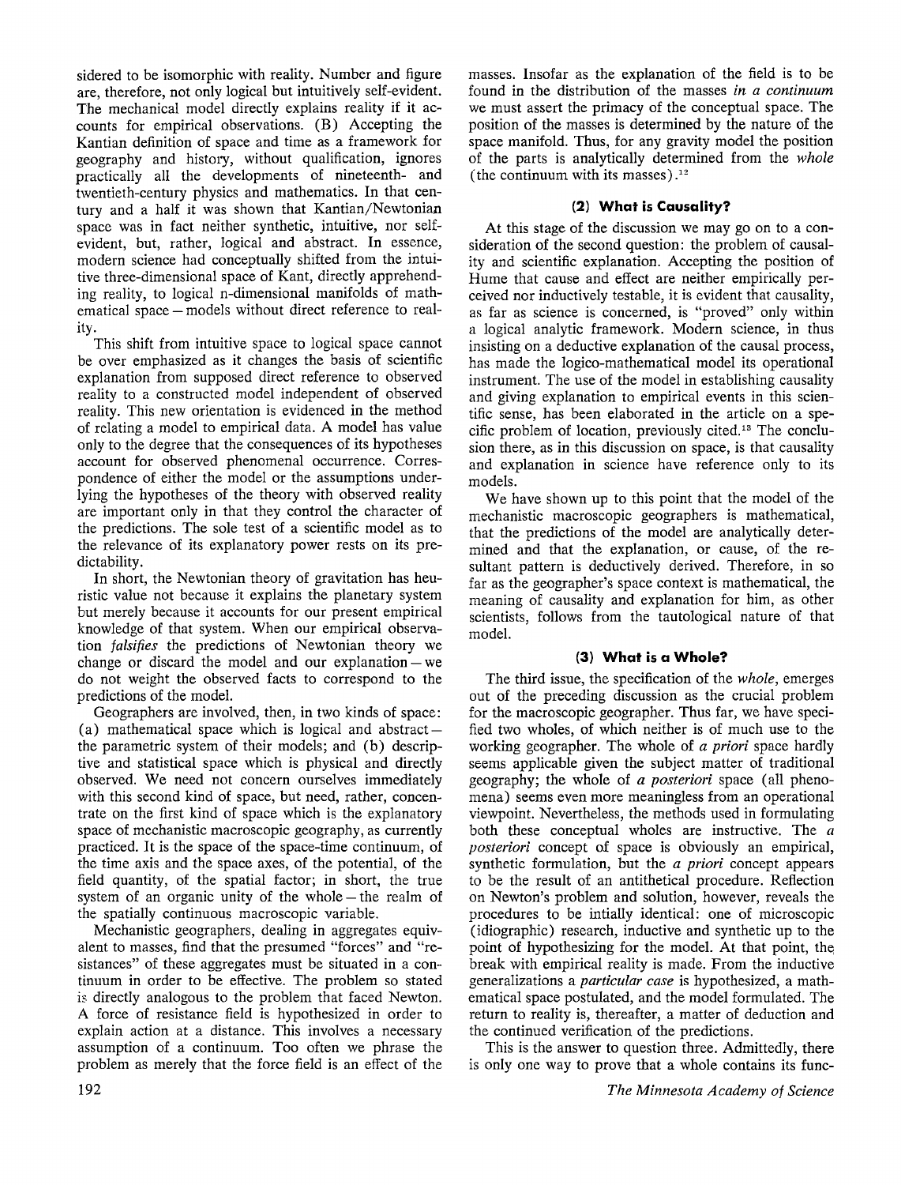sidered to be isomorphic with reality. Number and figure are, therefore, not only logical but intuitively self-evident. The mechanical model directly explains reality if it accounts for empirical observations. (B) Accepting the Kantian definition of space and time as a framework for geography and history, without qualification, ignores practically all the developments of nineteenth- and twentieth-century physics and mathematics. In that century and a half it was shown that Kantian/Newtonian space was in fact neither synthetic, intuitive, nor self-evident, but, rather, logical and abstract. In essence, modern science had conceptually shifted from the intuitive three-dimensional space of Kant, directly apprehending reality, to logical n-dimensional manifolds of mathematical space — models without direct reference to reality.

This shift from intuitive space to logical space cannot be over emphasized as it changes the basis of scientific explanation from supposed direct reference to observed reality to a constructed model independent of observed reality. This new orientation is evidenced in the method of relating a model to empirical data. A model has value only to the degree that the consequences of its hypotheses account for observed phenomenal occurrence. Correspondence of either the model or the assumptions underlying the hypotheses of the theory with observed reality are important only in that they control the character of the predictions. The sole test of a scientific model as to the relevance of its explanatory power rests on its predictability.

In short, the Newtonian theory of gravitation has heuristic value not because it explains the planetary system but merely because it accounts for our present empirical knowledge of that system. When our empirical observation *falsifies* the predictions of Newtonian theory we change or discard the model and our explanation — we do not weight the observed facts to correspond to the predictions of the model.

Geographers are involved, then, in two kinds of space: (a) mathematical space which is logical and abstract — the parametric system of their models; and (b) descriptive and statistical space which is physical and directly observed. We need not concern ourselves immediately with this second kind of space, but need, rather, concentrate on the first kind of space which is the explanatory space of mechanistic macroscopic geography, as currently practiced. It is the space of the space-time continuum, of the time axis and the space axes, of the potential, of the field quantity, of the spatial factor; in short, the true system of an organic unity of the whole — the realm of the spatially continuous macroscopic variable.

Mechanistic geographers, dealing in aggregates equivalent to masses, find that the presumed "forces" and "resistances" of these aggregates must be situated in a continuum in order to be effective. The problem so stated is directly analogous to the problem that faced Newton. A force of resistance field is hypothesized in order to explain action at a distance. This involves a necessary assumption of a continuum. Too often we phrase the problem as merely that the force field is an effect of the masses. Insofar as the explanation of the field is to be found in the distribution of the masses *in a continuum* we must assert the primacy of the conceptual space. The position of the masses is determined by the nature of the space manifold. Thus, for any gravity model the position of the parts is analytically determined from the *whole* (the continuum with its masses).[12]

### (2) What is Causality?

At this stage of the discussion we may go on to a consideration of the second question: the problem of causality and scientific explanation. Accepting the position of Hume that cause and effect are neither empirically perceived nor inductively testable, it is evident that causality, as far as science is concerned, is "proved" only within a logical analytic framework. Modern science, in thus insisting on a deductive explanation of the causal process, has made the logico-mathematical model its operational instrument. The use of the model in establishing causality and giving explanation to empirical events in this scientific sense, has been elaborated in the article on a specific problem of location, previously cited.[13] The conclusion there, as in this discussion on space, is that causality and explanation in science have reference only to its models.

We have shown up to this point that the model of the mechanistic macroscopic geographers is mathematical, that the predictions of the model are analytically determined and that the explanation, or cause, of the resultant pattern is deductively derived. Therefore, in so far as the geographer's space context is mathematical, the meaning of causality and explanation for him, as other scientists, follows from the tautological nature of that model.

### (3) What is a Whole?

The third issue, the specification of the *whole*, emerges out of the preceding discussion as the crucial problem for the macroscopic geographer. Thus far, we have specified two wholes, of which neither is of much use to the working geographer. The whole of *a priori* space hardly seems applicable given the subject matter of traditional geography; the whole of *a posteriori* space (all phenomena) seems even more meaningless from an operational viewpoint. Nevertheless, the methods used in formulating both these conceptual wholes are instructive. The *a posteriori* concept of space is obviously an empirical, synthetic formulation, but the *a priori* concept appears to be the result of an antithetical procedure. Reflection on Newton's problem and solution, however, reveals the procedures to be intially identical: one of microscopic (idiographic) research, inductive and synthetic up to the point of hypothesizing for the model. At that point, the break with empirical reality is made. From the inductive generalizations a *particular case* is hypothesized, a mathematical space postulated, and the model formulated. The return to reality is, thereafter, a matter of deduction and the continued verification of the predictions.

This is the answer to question three. Admittedly, there is only one way to prove that a whole contains its func-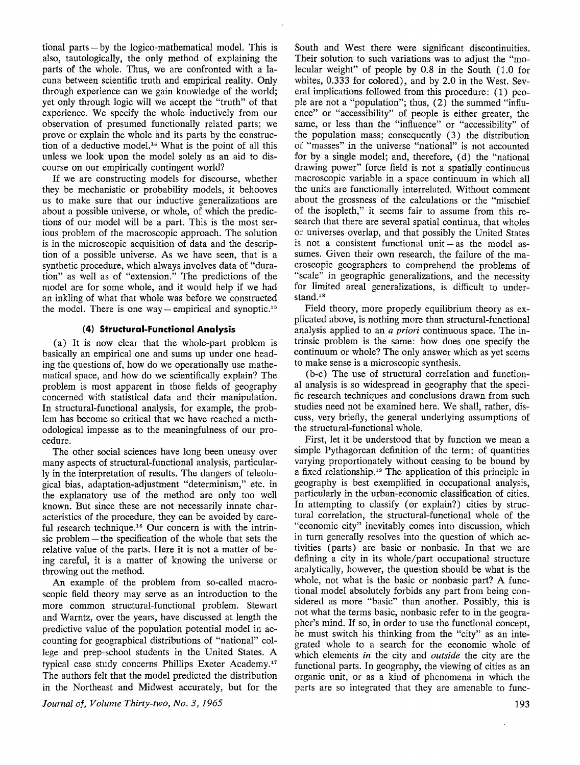tional parts — by the logico-mathematical model. This is also, tautologically, the only method of explaining the parts of the whole. Thus, we are confronted with a lacuna between scientific truth and empirical reality. Only through experience can we gain knowledge of the world; yet only through logic will we accept the "truth" of that experience. We specify the whole inductively from our observation of presumed functionally related parts; we prove or explain the whole and its parts by the construction of a deductive model.[14] What is the point of all this unless we look upon the model solely as an aid to discourse on our empirically contingent world?

If we are constructing models for discourse, whether they be mechanistic or probability models, it behooves us to make sure that our inductive generalizations are about a possible universe, or whole, of which the predictions of our model will be a part. This is the most serious problem of the macroscopic approach. The solution is in the microscopic acquisition of data and the description of a possible universe. As we have seen, that is a synthetic procedure, which always involves data of "duration" as well as of "extension." The predictions of the model are for some whole, and it would help if we had an inkling of what that whole was before we constructed the model. There is one way — empirical and synoptic.[15]

### (4) Structural-Functional Analysis

(a) It is now clear that the whole-part problem is basically an empirical one and sums up under one heading the questions of, how do we operationally use mathematical space, and how do we scientifically explain? The problem is most apparent in those fields of geography concerned with statistical data and their manipulation. In structural-functional analysis, for example, the problem has become so critical that we have reached a methodological impasse as to the meaningfulness of our procedure.

The other social sciences have long been uneasy over many aspects of structural-functional analysis, particularly in the interpretation of results. The dangers of teleological bias, adaptation-adjustment "determinism," etc. in the explanatory use of the method are only too well known. But since these are not necessarily innate characteristics of the procedure, they can be avoided by careful research technique.[16] Our concern is with the intrinsic problem — the specification of the whole that sets the relative value of the parts. Here it is not a matter of being careful, it is a matter of knowing the universe or throwing out the method.

An example of the problem from so-called macroscopic field theory may serve as an introduction to the more common structural-functional problem. Stewart and Warntz, over the years, have discussed at length the predictive value of the population potential model in accounting for geographical distributions of "national" college and prep-school students in the United States. A typical case study concerns Phillips Exeter Academy.[17] The authors felt that the model predicted the distribution in the Northeast and Midwest accurately, but for the South and West there were significant discontinuities. Their solution to such variations was to adjust the "molecular weight" of people by 0.8 in the South (1.0 for whites, 0.333 for colored), and by 2.0 in the West. Several implications followed from this procedure: (1) people are not a "population"; thus, (2) the summed "influence" or "accessibility" of people is either greater, the same, or less than the "influence" or "accessibility" of the population mass; consequently (3) the distribution of "masses" in the universe "national" is not accounted for by a single model; and, therefore, (d) the "national drawing power" force field is not a spatially continuous macroscopic variable in a space continuum in which all the units are functionally interrelated. Without comment about the grossness of the calculations or the "mischief of the isopleth," it seems fair to assume from this research that there are several spatial continua, that wholes or universes overlap, and that possibly the United States is not a consistent functional unit — as the model assumes. Given their own research, the failure of the macroscopic geographers to comprehend the problems of "scale" in geographic generalizations, and the necessity for limited areal generalizations, is difficult to understand.[18]

Field theory, more properly equilibrium theory as explicated above, is nothing more than structural-functional analysis applied to an *a priori* continuous space. The intrinsic problem is the same: how does one specify the continuum or whole? The only answer which as yet seems to make sense is a microscopic synthesis.

(b-c) The use of structural correlation and functional analysis is so widespread in geography that the specific research techniques and conclusions drawn from such studies need not be examined here. We shall, rather, discuss, very briefly, the general underlying assumptions of the structural-functional whole.

First, let it be understood that by function we mean a simple Pythagorean definition of the term: of quantities varying proportionately without ceasing to be bound by a fixed relationship.[19] The application of this principle in geography is best exemplified in occupational analysis, particularly in the urban-economic classification of cities. In attempting to classify (or explain?) cities by structural correlation, the structural-functional whole of the "economic city" inevitably comes into discussion, which in turn generally resolves into the question of which activities (parts) are basic or nonbasic. In that we are defining a city in its whole/part occupational structure analytically, however, the question should be what is the whole, not what is the basic or nonbasic part? A functional model absolutely forbids any part from being considered as more "basic" than another. Possibly, this is not what the terms basic, nonbasic refer to in the geographer's mind. If so, in order to use the functional concept, he must switch his thinking from the "city" as an integrated whole to a search for the economic whole of which elements *in* the city and *outside* the city are the functional parts. In geography, the viewing of cities as an organic unit, or as a kind of phenomena in which the parts are so integrated that they are amenable to func-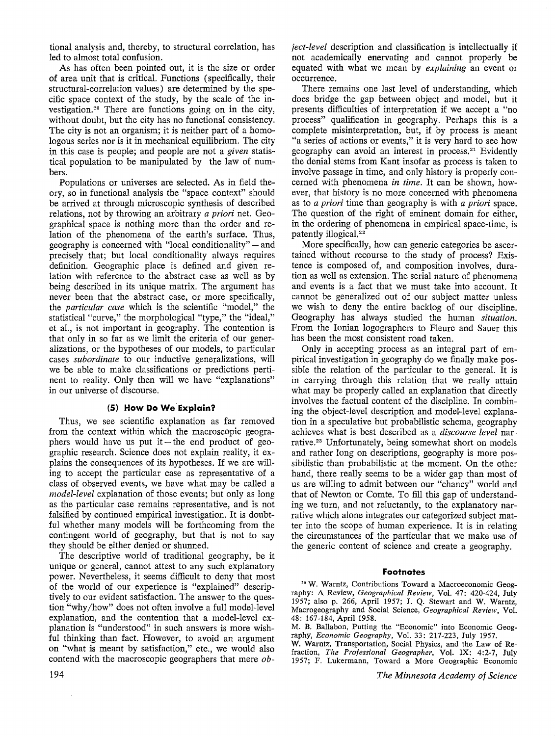tional analysis and, thereby, to structural correlation, has led to almost total confusion.

As has often been pointed out, it is the size or order of area unit that is critical. Functions (specifically, their structural-correlation values) are determined by the specific space context of the study, by the scale of the investigation.[20] There are functions going on in the city, without doubt, but the city has no functional consistency. The city is not an organism; it is neither part of a homologous series nor is it in mechanical equilibrium. The city in this case is people; and people are not a *given* statistical population to be manipulated by the law of numbers.

Populations or universes are selected. As in field theory, so in functional analysis the "space context" should be arrived at through microscopic synthesis of described relations, not by throwing an arbitrary *a priori* net. Geographical space is nothing more than the order and relation of the phenomena of the earth's surface. Thus, geography is concerned with "local conditionality" — and precisely that; but local conditionality always requires definition. Geographic place is defined and given relation with reference to the abstract case as well as by being described in its unique matrix. The argument has never been that the abstract case, or more specifically, the *particular case* which is the scientific "model," the statistical "curve," the morphological "type," the "ideal," et al., is not important in geography. The contention is that only in so far as we limit the criteria of our generalizations, or the hypotheses of our models, to particular cases *subordinate* to our inductive generalizations, will we be able to make classifications or predictions pertinent to reality. Only then will we have "explanations" in our universe of discourse.

### (5) How Do We Explain?

Thus, we see scientific explanation as far removed from the context within which the macroscopic geographers would have us put it — the end product of geographic research. Science does not explain reality, it explains the consequences of its hypotheses. If we are willing to accept the particular case as representative of a class of observed events, we have what may be called a *model-level* explanation of those events; but only as long as the particular case remains representative, and is not falsified by continued empirical investigation. It is doubtful whether many models will be forthcoming from the contingent world of geography, but that is not to say they should be either denied or shunned.

The descriptive world of traditional geography, be it unique or general, cannot attest to any such explanatory power. Nevertheless, it seems difficult to deny that most of the world of our experience is "explained" descriptively to our evident satisfaction. The answer to the question "why/how" does not often involve a full model-level explanation, and the contention that a model-level explanation is "understood" in such answers is more wishful thinking than fact. However, to avoid an argument on "what is meant by satisfaction," etc., we would also contend with the macroscopic geographers that mere *object-level* description and classification is intellectually if not academically enervating and cannot properly be equated with what we mean by *explaining* an event or occurrence.

There remains one last level of understanding, which does bridge the gap between object and model, but it presents difficulties of interpretation if we accept a "no process" qualification in geography. Perhaps this is a complete misinterpretation, but, if by process is meant "a series of actions or events," it is very hard to see how geography can avoid an interest in process.[21] Evidently the denial stems from Kant insofar as process is taken to involve passage in time, and only history is properly concerned with phenomena *in time*. It can be shown, however, that history is no more concerned with phenomena as to *a priori* time than geography is with *a priori* space. The question of the right of eminent domain for either, in the ordering of phenomena in empirical space-time, is patently illogical.[22]

More specifically, how can generic categories be ascertained without recourse to the study of process? Existence is composed of, and composition involves, duration as well as extension. The serial nature of phenomena and events is a fact that we must take into account. It cannot be generalized out of our subject matter unless we wish to deny the entire backlog of our discipline. Geography has always studied the human *situation*. From the Ionian logographers to Fleure and Sauer this has been the most consistent road taken.

Only in accepting process as an integral part of empirical investigation in geography do we finally make possible the relation of the particular to the general. It is in carrying through this relation that we really attain what may be properly called an explanation that directly involves the factual content of the discipline. In combining the object-level description and model-level explanation in a speculative but probabilistic schema, geography achieves what is best described as a *discourse-level* narrative.[23] Unfortunately, being somewhat short on models and rather long on descriptions, geography is more possibilistic than probabilistic at the moment. On the other hand, there really seems to be a wider gap than most of us are willing to admit between our "chancy" world and that of Newton or Comte. To fill this gap of understanding we turn, and not reluctantly, to the explanatory narrative which alone integrates our categorized subject matter into the scope of human experience. It is in relating the circumstances of the particular that we make use of the generic content of science and create a geography.

### Footnotes

[1a] W. Warntz, Contributions Toward a Macroeconomic Geography: A Review, *Geographical Review*, Vol. 47: 420-424, July 1957; also p. 266, April 1957; J. Q. Stewart and W. Warntz, Macrogeography and Social Science, *Geographical Review*, Vol. 48: 167-184, April 1958.

M. B. Ballabon, Putting the "Economic" into Economic Geography, *Economic Geography*, Vol. 33: 217-223, July 1957.

W. Warntz, Transportation, Social Physics, and the Law of Refraction, *The Professional Geographer*, Vol. IX: 4:2-7, July 1957; F. Lukermann, Toward a More Geographic Economic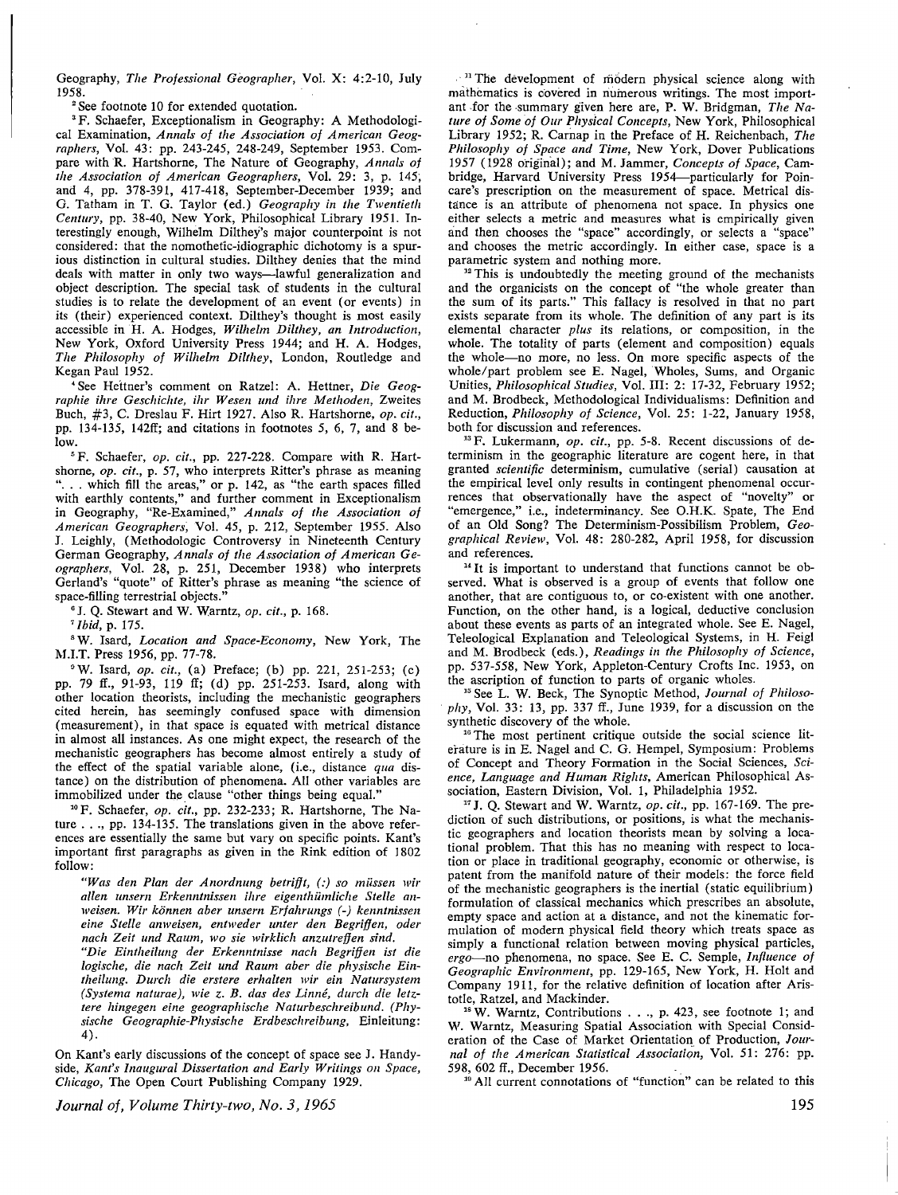Geography, *The Professional Geographer*, Vol. X: 4:2-10, July 1958.

[2] See footnote 10 for extended quotation.

[3] F. Schaefer, Exceptionalism in Geography: A Methodological Examination, *Annals of the Association of American Geographers*, Vol. 43: pp. 243-245, 248-249, September 1953. Compare with R. Hartshorne, The Nature of Geography, *Annals of the Association of American Geographers*, Vol. 29: 3, p. 145; and 4, pp. 378-391, 417-418, September-December 1939; and G. Tatham in T. G. Taylor (ed.) *Geography in the Twentieth Century*, pp. 38-40, New York, Philosophical Library 1951. Interestingly enough, Wilhelm Dilthey's major counterpoint is not considered: that the nomothetic-idiographic dichotomy is a spurious distinction in cultural studies. Dilthey denies that the mind deals with matter in only two ways—lawful generalization and object description. The special task of students in the cultural studies is to relate the development of an event (or events) in its (their) experienced context. Dilthey's thought is most easily accessible in H. A. Hodges, *Wilhelm Dilthey, an Introduction*, New York, Oxford University Press 1944; and H. A. Hodges, *The Philosophy of Wilhelm Dilthey*, London, Routledge and Kegan Paul 1952.

[4] See Hettner's comment on Ratzel: A. Hettner, *Die Geographie ihre Geschichte, ihr Wesen und ihre Methoden*, Zweites Buch, #3, C. Dreslau F. Hirt 1927. Also R. Hartshorne, *op. cit.*, pp. 134-135, 142ff; and citations in footnotes 5, 6, 7, and 8 below.

[5] F. Schaefer, *op. cit.*, pp. 227-228. Compare with R. Hartshorne, *op. cit.*, p. 57, who interprets Ritter's phrase as meaning ". . . which fill the areas," or p. 142, as "the earth spaces filled with earthly contents," and further comment in Exceptionalism in Geography, "Re-Examined," *Annals of the Association of American Geographers*, Vol. 45, p. 212, September 1955. Also J. Leighly, (Methodologic Controversy in Nineteenth Century German Geography, *Annals of the Association of American Geographers*, Vol. 28, p. 251, December 1938) who interprets Gerland's "quote" of Ritter's phrase as meaning "the science of space-filling terrestrial objects."

[6] J. Q. Stewart and W. Warntz, *op. cit.*, p. 168.

[7] *Ibid*, p. 175.

[8] W. Isard, *Location and Space-Economy*, New York, The M.I.T. Press 1956, pp. 77-78.

[9] W. Isard, *op. cit.*, (a) Preface; (b) pp. 221, 251-253; (c) pp. 79 ff., 91-93, 119 ff; (d) pp. 251-253. Isard, along with other location theorists, including the mechanistic geographers cited herein, has seemingly confused space with dimension (measurement), in that space is equated with metrical distance in almost all instances. As one might expect, the research of the mechanistic geographers has become almost entirely a study of the effect of the spatial variable alone, (i.e., distance *qua* distance) on the distribution of phenomena. All other variables are immobilized under the clause "other things being equal."

[10] F. Schaefer, *op. cit.*, pp. 232-233; R. Hartshorne, The Nature . . ., pp. 134-135. The translations given in the above references are essentially the same but vary on specific points. Kant's important first paragraphs as given in the Rink edition of 1802 follow:

> *"Was den Plan der Anordnung betrifft, (:) so müssen wir allen unsern Erkenntnissen ihre eigenthümliche Stelle anweisen. Wir können aber unsern Erfahrungs (-) kenntnissen eine Stelle anweisen, entweder unter den Begriffen, oder nach Zeit und Raum, wo sie wirklich anzutreffen sind.*
>
> *"Die Eintheilung der Erkenntnisse nach Begriffen ist die logische, die nach Zeit und Raum aber die physische Eintheilung. Durch die erstere erhalten wir ein Natursystem (Systema naturae), wie z. B. das des Linné, durch die letztere hingegen eine geographische Naturbeschreibund. (Physische Geographie-Physische Erdbeschreibung,* Einleitung: 4).

On Kant's early discussions of the concept of space see J. Handyside, *Kant's Inaugural Dissertation and Early Writings on Space, Chicago*, The Open Court Publishing Company 1929.

[11] The development of modern physical science along with mathematics is covered in numerous writings. The most important for the summary given here are, P. W. Bridgman, *The Nature of Some of Our Physical Concepts*, New York, Philosophical Library 1952; R. Carnap in the Preface of H. Reichenbach, *The Philosophy of Space and Time*, New York, Dover Publications 1957 (1928 original); and M. Jammer, *Concepts of Space*, Cambridge, Harvard University Press 1954—particularly for Poincare's prescription on the measurement of space. Metrical distance is an attribute of phenomena not space. In physics one either selects a metric and measures what is empirically given and then chooses the "space" accordingly, or selects a "space" and chooses the metric accordingly. In either case, space is a parametric system and nothing more.

[12] This is undoubtedly the meeting ground of the mechanists and the organicists on the concept of "the whole greater than the sum of its parts." This fallacy is resolved in that no part exists separate from its whole. The definition of any part is its elemental character *plus* its relations, or composition, in the whole. The totality of parts (element and composition) equals the whole—no more, no less. On more specific aspects of the whole/part problem see E. Nagel, Wholes, Sums, and Organic Unities, *Philosophical Studies*, Vol. III: 2: 17-32, February 1952; and M. Brodbeck, Methodological Individualisms: Definition and Reduction, *Philosophy of Science*, Vol. 25: 1-22, January 1958, both for discussion and references.

[13] F. Lukermann, *op. cit.*, pp. 5-8. Recent discussions of determinism in the geographic literature are cogent here, in that granted *scientific* determinism, cumulative (serial) causation at the empirical level only results in contingent phenomenal occurrences that observationally have the aspect of "novelty" or "emergence," i.e., indeterminancy. See O.H.K. Spate, The End of an Old Song? The Determinism-Possibilism Problem, *Geographical Review*, Vol. 48: 280-282, April 1958, for discussion and references.

[14] It is important to understand that functions cannot be observed. What is observed is a group of events that follow one another, that are contiguous to, or co-existent with one another. Function, on the other hand, is a logical, deductive conclusion about these events as parts of an integrated whole. See E. Nagel, Teleological Explanation and Teleological Systems, in H. Feigl and M. Brodbeck (eds.), *Readings in the Philosophy of Science*, pp. 537-558, New York, Appleton-Century Crofts Inc. 1953, on the ascription of function to parts of organic wholes.

[15] See L. W. Beck, The Synoptic Method, *Journal of Philosophy*, Vol. 33: 13, pp. 337 ff., June 1939, for a discussion on the synthetic discovery of the whole.

[16] The most pertinent critique outside the social science literature is in E. Nagel and C. G. Hempel, Symposium: Problems of Concept and Theory Formation in the Social Sciences, *Science, Language and Human Rights*, American Philosophical Association, Eastern Division, Vol. 1, Philadelphia 1952.

[17] J. Q. Stewart and W. Warntz, *op. cit.*, pp. 167-169. The prediction of such distributions, or positions, is what the mechanistic geographers and location theorists mean by solving a locational problem. That this has no meaning with respect to location or place in traditional geography, economic or otherwise, is patent from the manifold nature of their models: the force field of the mechanistic geographers is the inertial (static equilibrium) formulation of classical mechanics which prescribes an absolute, empty space and action at a distance, and not the kinematic formulation of modern physical field theory which treats space as simply a functional relation between moving physical particles, *ergo*—no phenomena, no space. See E. C. Semple, *Influence of Geographic Environment*, pp. 129-165, New York, H. Holt and Company 1911, for the relative definition of location after Aristotle, Ratzel, and Mackinder.

[18] W. Warntz, Contributions . . ., p. 423, see footnote 1; and W. Warntz, Measuring Spatial Association with Special Consideration of the Case of Market Orientation of Production, *Journal of the American Statistical Association*, Vol. 51: 276: pp. 598, 602 ff., December 1956.

[19] All current connotations of "function" can be related to this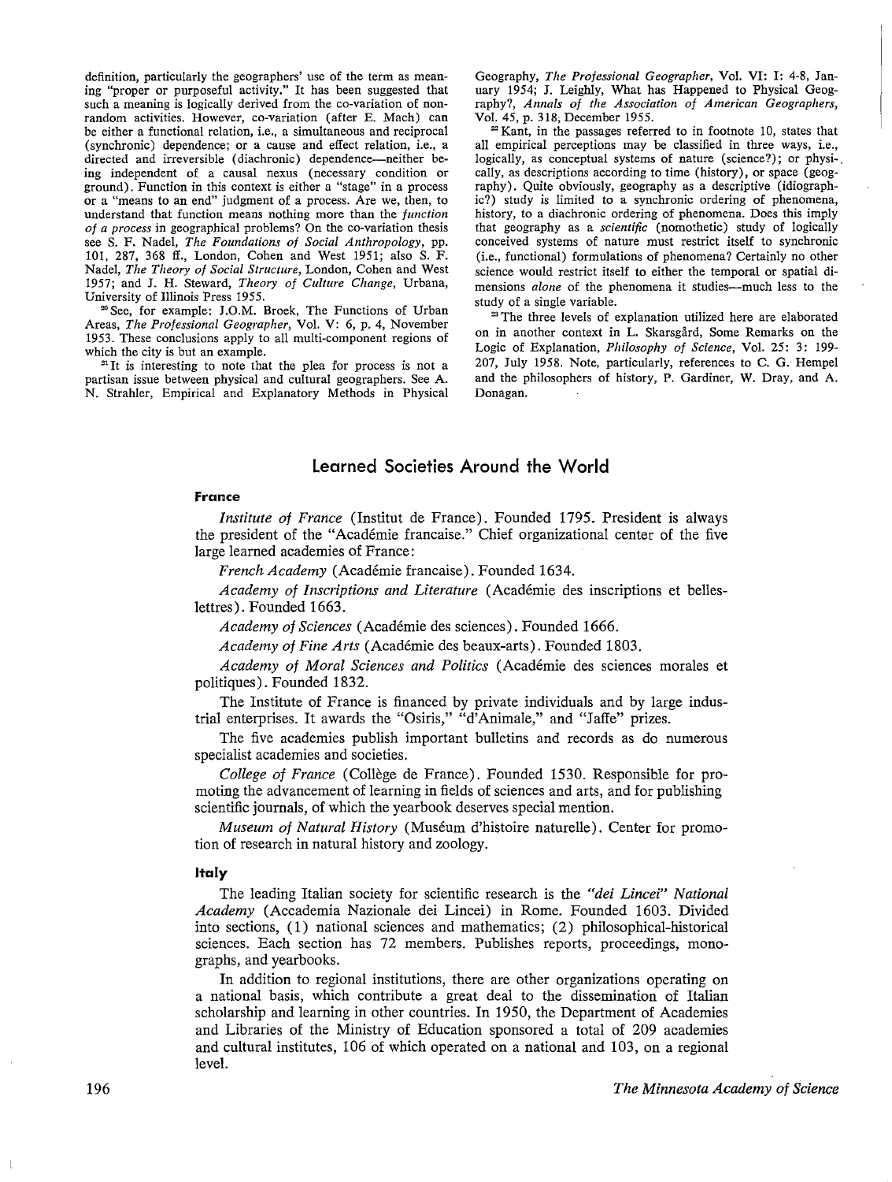definition, particularly the geographers' use of the term as meaning "proper or purposeful activity." It has been suggested that such a meaning is logically derived from the co-variation of non-random activities. However, co-variation (after E. Mach) can be either a functional relation, i.e., a simultaneous and reciprocal (synchronic) dependence; or a cause and effect relation, i.e., a directed and irreversible (diachronic) dependence—neither being independent of a causal nexus (necessary condition or ground). Function in this context is either a "stage" in a process or a "means to an end" judgment of a process. Are we, then, to understand that function means nothing more than the *function of a process* in geographical problems? On the co-variation thesis see S. F. Nadel, *The Foundations of Social Anthropology*, pp. 101, 287, 368 ff., London, Cohen and West 1951; also S. F. Nadel, *The Theory of Social Structure*, London, Cohen and West 1957; and J. H. Steward, *Theory of Culture Change*, Urbana, University of Illinois Press 1955.

[20] See, for example: J.O.M. Broek, The Functions of Urban Areas, *The Professional Geographer*, Vol. V: 6, p. 4, November 1953. These conclusions apply to all multi-component regions of which the city is but an example.

[21] It is interesting to note that the plea for process is not a partisan issue between physical and cultural geographers. See A. N. Strahler, Empirical and Explanatory Methods in Physical Geography, *The Professional Geographer*, Vol. VI: I: 4-8, January 1954; J. Leighly, What has Happened to Physical Geography?, *Annals of the Association of American Geographers*, Vol. 45, p. 318, December 1955.

[22] Kant, in the passages referred to in footnote 10, states that all empirical perceptions may be classified in three ways, i.e., logically, as conceptual systems of nature (science?); or physically, as descriptions according to time (history), or space (geography). Quite obviously, geography as a descriptive (idiographic?) study is limited to a synchronic ordering of phenomena, history, to a diachronic ordering of phenomena. Does this imply that geography as a *scientific* (nomothetic) study of logically conceived systems of nature must restrict itself to synchronic (i.e., functional) formulations of phenomena? Certainly no other science would restrict itself to either the temporal or spatial dimensions *alone* of the phenomena it studies—much less to the study of a single variable.

[23] The three levels of explanation utilized here are elaborated on in another context in L. Skarsgård, Some Remarks on the Logic of Explanation, *Philosophy of Science*, Vol. 25: 3: 199-207, July 1958. Note, particularly, references to C. G. Hempel and the philosophers of history, P. Gardiner, W. Dray, and A. Donagan.

## Learned Societies Around the World

### France

*Institute of France* (Institut de France). Founded 1795. President is always the president of the "Académie francaise." Chief organizational center of the five large learned academies of France:

*French Academy* (Académie francaise). Founded 1634.

*Academy of Inscriptions and Literature* (Académie des inscriptions et belles-lettres). Founded 1663.

*Academy of Sciences* (Académie des sciences). Founded 1666.

*Academy of Fine Arts* (Académie des beaux-arts). Founded 1803.

*Academy of Moral Sciences and Politics* (Académie des sciences morales et politiques). Founded 1832.

The Institute of France is financed by private individuals and by large industrial enterprises. It awards the "Osiris," "d'Animale," and "Jaffe" prizes.

The five academies publish important bulletins and records as do numerous specialist academies and societies.

*College of France* (Collège de France). Founded 1530. Responsible for promoting the advancement of learning in fields of sciences and arts, and for publishing scientific journals, of which the yearbook deserves special mention.

*Museum of Natural History* (Muséum d'histoire naturelle). Center for promotion of research in natural history and zoology.

### Italy

The leading Italian society for scientific research is the *"dei Lincei" National Academy* (Accademia Nazionale dei Lincei) in Rome. Founded 1603. Divided into sections, (1) national sciences and mathematics; (2) philosophical-historical sciences. Each section has 72 members. Publishes reports, proceedings, monographs, and yearbooks.

In addition to regional institutions, there are other organizations operating on a national basis, which contribute a great deal to the dissemination of Italian scholarship and learning in other countries. In 1950, the Department of Academies and Libraries of the Ministry of Education sponsored a total of 209 academies and cultural institutes, 106 of which operated on a national and 103, on a regional level.